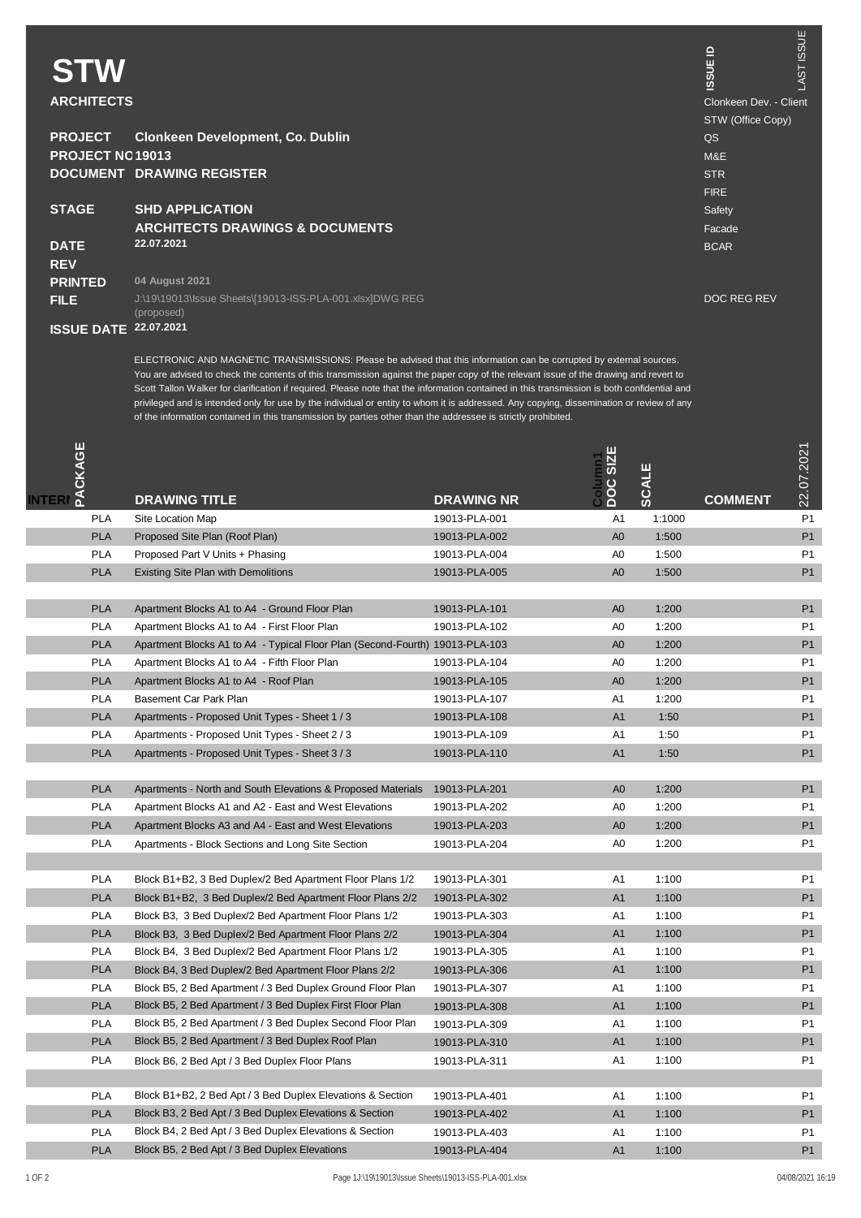# STW

**ARCHITECTS**

| | |
|---|---|
| **PROJECT** | **Clonkeen Development, Co. Dublin** |
| **PROJECT NO** | **19013** |
| **DOCUMENT** | **DRAWING REGISTER** |
| **STAGE** | **SHD APPLICATION** |
| | **ARCHITECTS DRAWINGS & DOCUMENTS** |
| **DATE** | 22.07.2021 |
| **REV** | |
| **PRINTED** | 04 August 2021 |
| **FILE** | J:\19\19013\Issue Sheets\[19013-ISS-PLA-001.xlsx]DWG REG (proposed) |
| **ISSUE DATE** | 22.07.2021 |

**ISSUE ID** / LAST ISSUE

- Clonkeen Dev. - Client
- STW (Office Copy)
- QS
- M&E
- STR
- FIRE
- Safety
- Facade
- BCAR

DOC REG REV

ELECTRONIC AND MAGNETIC TRANSMISSIONS: Please be advised that this information can be corrupted by external sources. You are advised to check the contents of this transmission against the paper copy of the relevant issue of the drawing and revert to Scott Tallon Walker for clarification if required. Please note that the information contained in this transmission is both confidential and privileged and is intended only for use by the individual or entity to whom it is addressed. Any copying, dissemination or review of any of the information contained in this transmission by parties other than the addressee is strictly prohibited.

| INTERNAL | PACKAGE | DRAWING TITLE | DRAWING NR | Column1 DOC SIZE | SCALE | COMMENT | 22.07.2021 |
|---|---|---|---|---|---|---|---|
| | PLA | Site Location Map | 19013-PLA-001 | A1 | 1:1000 | | P1 |
| | PLA | Proposed Site Plan (Roof Plan) | 19013-PLA-002 | A0 | 1:500 | | P1 |
| | PLA | Proposed Part V Units + Phasing | 19013-PLA-004 | A0 | 1:500 | | P1 |
| | PLA | Existing Site Plan with Demolitions | 19013-PLA-005 | A0 | 1:500 | | P1 |
| | | | | | | | |
| | PLA | Apartment Blocks A1 to A4 - Ground Floor Plan | 19013-PLA-101 | A0 | 1:200 | | P1 |
| | PLA | Apartment Blocks A1 to A4 - First Floor Plan | 19013-PLA-102 | A0 | 1:200 | | P1 |
| | PLA | Apartment Blocks A1 to A4 - Typical Floor Plan (Second-Fourth) | 19013-PLA-103 | A0 | 1:200 | | P1 |
| | PLA | Apartment Blocks A1 to A4 - Fifth Floor Plan | 19013-PLA-104 | A0 | 1:200 | | P1 |
| | PLA | Apartment Blocks A1 to A4 - Roof Plan | 19013-PLA-105 | A0 | 1:200 | | P1 |
| | PLA | Basement Car Park Plan | 19013-PLA-107 | A1 | 1:200 | | P1 |
| | PLA | Apartments - Proposed Unit Types - Sheet 1 / 3 | 19013-PLA-108 | A1 | 1:50 | | P1 |
| | PLA | Apartments - Proposed Unit Types - Sheet 2 / 3 | 19013-PLA-109 | A1 | 1:50 | | P1 |
| | PLA | Apartments - Proposed Unit Types - Sheet 3 / 3 | 19013-PLA-110 | A1 | 1:50 | | P1 |
| | | | | | | | |
| | PLA | Apartments - North and South Elevations & Proposed Materials | 19013-PLA-201 | A0 | 1:200 | | P1 |
| | PLA | Apartment Blocks A1 and A2 - East and West Elevations | 19013-PLA-202 | A0 | 1:200 | | P1 |
| | PLA | Apartment Blocks A3 and A4 - East and West Elevations | 19013-PLA-203 | A0 | 1:200 | | P1 |
| | PLA | Apartments - Block Sections and Long Site Section | 19013-PLA-204 | A0 | 1:200 | | P1 |
| | | | | | | | |
| | PLA | Block B1+B2, 3 Bed Duplex/2 Bed Apartment Floor Plans 1/2 | 19013-PLA-301 | A1 | 1:100 | | P1 |
| | PLA | Block B1+B2, 3 Bed Duplex/2 Bed Apartment Floor Plans 2/2 | 19013-PLA-302 | A1 | 1:100 | | P1 |
| | PLA | Block B3, 3 Bed Duplex/2 Bed Apartment Floor Plans 1/2 | 19013-PLA-303 | A1 | 1:100 | | P1 |
| | PLA | Block B3, 3 Bed Duplex/2 Bed Apartment Floor Plans 2/2 | 19013-PLA-304 | A1 | 1:100 | | P1 |
| | PLA | Block B4, 3 Bed Duplex/2 Bed Apartment Floor Plans 1/2 | 19013-PLA-305 | A1 | 1:100 | | P1 |
| | PLA | Block B4, 3 Bed Duplex/2 Bed Apartment Floor Plans 2/2 | 19013-PLA-306 | A1 | 1:100 | | P1 |
| | PLA | Block B5, 2 Bed Apartment / 3 Bed Duplex Ground Floor Plan | 19013-PLA-307 | A1 | 1:100 | | P1 |
| | PLA | Block B5, 2 Bed Apartment / 3 Bed Duplex First Floor Plan | 19013-PLA-308 | A1 | 1:100 | | P1 |
| | PLA | Block B5, 2 Bed Apartment / 3 Bed Duplex Second Floor Plan | 19013-PLA-309 | A1 | 1:100 | | P1 |
| | PLA | Block B5, 2 Bed Apartment / 3 Bed Duplex Roof Plan | 19013-PLA-310 | A1 | 1:100 | | P1 |
| | PLA | Block B6, 2 Bed Apt / 3 Bed Duplex Floor Plans | 19013-PLA-311 | A1 | 1:100 | | P1 |
| | | | | | | | |
| | PLA | Block B1+B2, 2 Bed Apt / 3 Bed Duplex Elevations & Section | 19013-PLA-401 | A1 | 1:100 | | P1 |
| | PLA | Block B3, 2 Bed Apt / 3 Bed Duplex Elevations & Section | 19013-PLA-402 | A1 | 1:100 | | P1 |
| | PLA | Block B4, 2 Bed Apt / 3 Bed Duplex Elevations & Section | 19013-PLA-403 | A1 | 1:100 | | P1 |
| | PLA | Block B5, 2 Bed Apt / 3 Bed Duplex Elevations | 19013-PLA-404 | A1 | 1:100 | | P1 |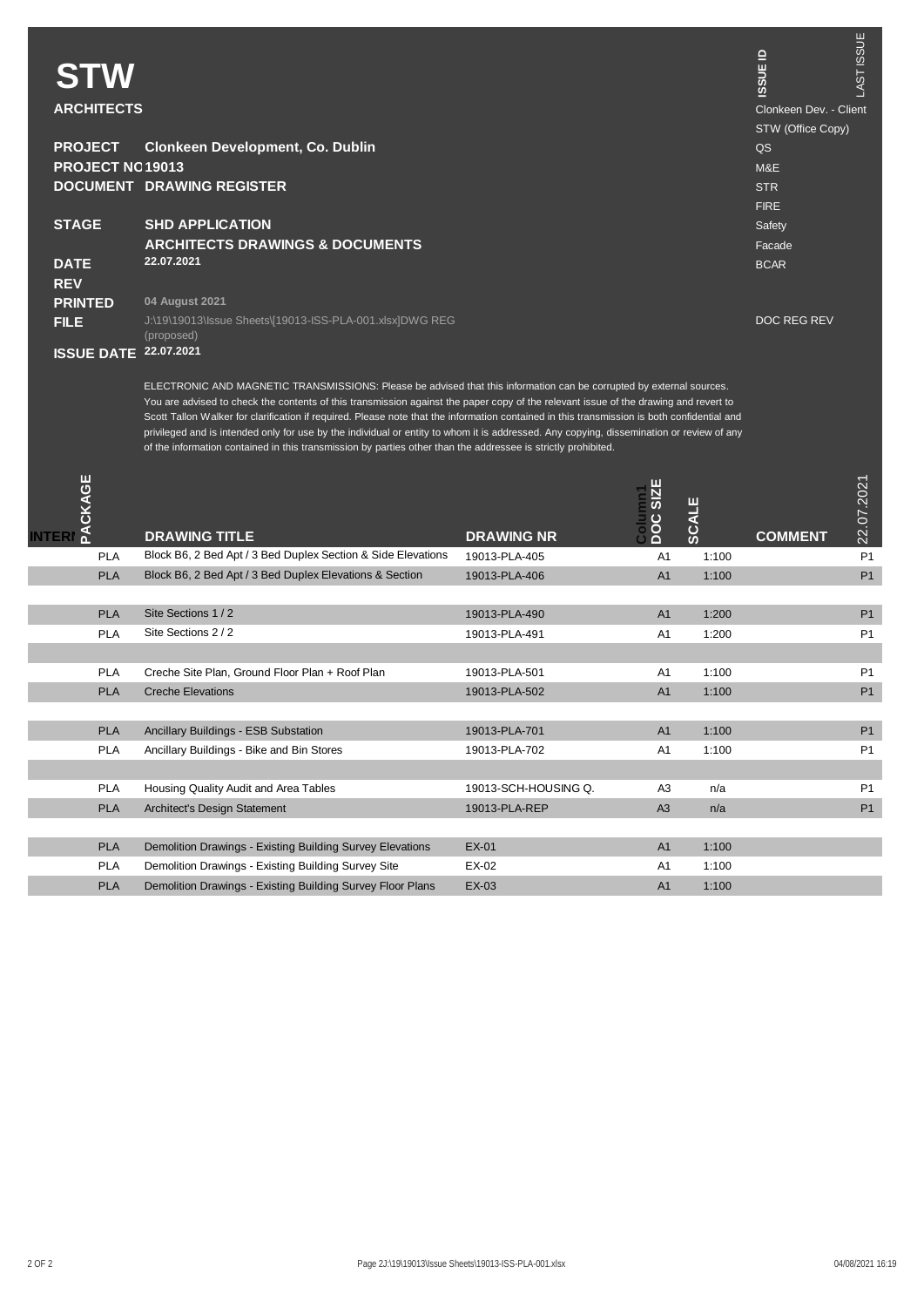# STW

**ARCHITECTS**

| | |
|---|---|
| **PROJECT** | **Clonkeen Development, Co. Dublin** |
| **PROJECT NO** | **19013** |
| **DOCUMENT** | **DRAWING REGISTER** |
| **STAGE** | **SHD APPLICATION** |
| | **ARCHITECTS DRAWINGS & DOCUMENTS** |
| **DATE** | **22.07.2021** |
| **REV** | |
| **PRINTED** | **04 August 2021** |
| **FILE** | J:\19\19013\Issue Sheets\[19013-ISS-PLA-001.xlsx]DWG REG (proposed) |
| **ISSUE DATE** | **22.07.2021** |

**ISSUE ID** / LAST ISSUE

Clonkeen Dev. - Client
STW (Office Copy)
QS
M&E
STR
FIRE
Safety
Facade
BCAR

DOC REG REV

ELECTRONIC AND MAGNETIC TRANSMISSIONS: Please be advised that this information can be corrupted by external sources. You are advised to check the contents of this transmission against the paper copy of the relevant issue of the drawing and revert to Scott Tallon Walker for clarification if required. Please note that the information contained in this transmission is both confidential and privileged and is intended only for use by the individual or entity to whom it is addressed. Any copying, dissemination or review of any of the information contained in this transmission by parties other than the addressee is strictly prohibited.

| INTERNAL | PACKAGE | DRAWING TITLE | DRAWING NR | Column1 DOC SIZE | SCALE | COMMENT | 22.07.2021 |
|---|---|---|---|---|---|---|---|
| | PLA | Block B6, 2 Bed Apt / 3 Bed Duplex Section & Side Elevations | 19013-PLA-405 | A1 | 1:100 | | P1 |
| | PLA | Block B6, 2 Bed Apt / 3 Bed Duplex Elevations & Section | 19013-PLA-406 | A1 | 1:100 | | P1 |
| | | | | | | | |
| | PLA | Site Sections 1 / 2 | 19013-PLA-490 | A1 | 1:200 | | P1 |
| | PLA | Site Sections 2 / 2 | 19013-PLA-491 | A1 | 1:200 | | P1 |
| | | | | | | | |
| | PLA | Creche Site Plan, Ground Floor Plan + Roof Plan | 19013-PLA-501 | A1 | 1:100 | | P1 |
| | PLA | Creche Elevations | 19013-PLA-502 | A1 | 1:100 | | P1 |
| | | | | | | | |
| | PLA | Ancillary Buildings - ESB Substation | 19013-PLA-701 | A1 | 1:100 | | P1 |
| | PLA | Ancillary Buildings - Bike and Bin Stores | 19013-PLA-702 | A1 | 1:100 | | P1 |
| | | | | | | | |
| | PLA | Housing Quality Audit and Area Tables | 19013-SCH-HOUSING Q. | A3 | n/a | | P1 |
| | PLA | Architect's Design Statement | 19013-PLA-REP | A3 | n/a | | P1 |
| | | | | | | | |
| | PLA | Demolition Drawings - Existing Building Survey Elevations | EX-01 | A1 | 1:100 | | |
| | PLA | Demolition Drawings - Existing Building Survey Site | EX-02 | A1 | 1:100 | | |
| | PLA | Demolition Drawings - Existing Building Survey Floor Plans | EX-03 | A1 | 1:100 | | |